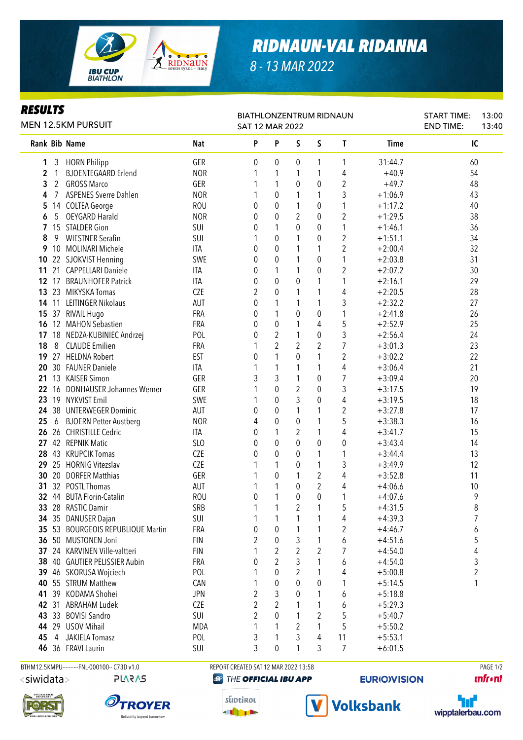# RIDNAUN-VAL RIDANNA

8 - 13 MAR 2022

## RESULTS

MEN 12.5KM PURSUIT

BIATHLONZENTRUM RIDNAUN
SAT 12 MAR 2022

START TIME: 13:00
END TIME: 13:40

| Rank | Bib | Name | Nat | P | P | S | S | T | Time | IC |
|---|---|---|---|---|---|---|---|---|---|---|
| 1 | 3 | HORN Philipp | GER | 0 | 0 | 0 | 1 | 1 | 31:44.7 | 60 |
| 2 | 1 | BJOENTEGAARD Erlend | NOR | 1 | 1 | 1 | 1 | 4 | +40.9 | 54 |
| 3 | 2 | GROSS Marco | GER | 1 | 1 | 0 | 0 | 2 | +49.7 | 48 |
| 4 | 7 | ASPENES Sverre Dahlen | NOR | 1 | 0 | 1 | 1 | 3 | +1:06.9 | 43 |
| 5 | 14 | COLTEA George | ROU | 0 | 0 | 1 | 0 | 1 | +1:17.2 | 40 |
| 6 | 5 | OEYGARD Harald | NOR | 0 | 0 | 2 | 0 | 2 | +1:29.5 | 38 |
| 7 | 15 | STALDER Gion | SUI | 0 | 1 | 0 | 0 | 1 | +1:46.1 | 36 |
| 8 | 9 | WIESTNER Serafin | SUI | 1 | 0 | 1 | 0 | 2 | +1:51.1 | 34 |
| 9 | 10 | MOLINARI Michele | ITA | 0 | 0 | 1 | 1 | 2 | +2:00.4 | 32 |
| 10 | 22 | SJOKVIST Henning | SWE | 0 | 0 | 1 | 0 | 1 | +2:03.8 | 31 |
| 11 | 21 | CAPPELLARI Daniele | ITA | 0 | 1 | 1 | 0 | 2 | +2:07.2 | 30 |
| 12 | 17 | BRAUNHOFER Patrick | ITA | 0 | 0 | 0 | 1 | 1 | +2:16.1 | 29 |
| 13 | 23 | MIKYSKA Tomas | CZE | 2 | 0 | 1 | 1 | 4 | +2:20.5 | 28 |
| 14 | 11 | LEITINGER Nikolaus | AUT | 0 | 1 | 1 | 1 | 3 | +2:32.2 | 27 |
| 15 | 37 | RIVAIL Hugo | FRA | 0 | 1 | 0 | 0 | 1 | +2:41.8 | 26 |
| 16 | 12 | MAHON Sebastien | FRA | 0 | 0 | 1 | 4 | 5 | +2:52.9 | 25 |
| 17 | 18 | NEDZA-KUBINIEC Andrzej | POL | 0 | 2 | 1 | 0 | 3 | +2:56.4 | 24 |
| 18 | 8 | CLAUDE Emilien | FRA | 1 | 2 | 2 | 2 | 7 | +3:01.3 | 23 |
| 19 | 27 | HELDNA Robert | EST | 0 | 1 | 0 | 1 | 2 | +3:02.2 | 22 |
| 20 | 30 | FAUNER Daniele | ITA | 1 | 1 | 1 | 1 | 4 | +3:06.4 | 21 |
| 21 | 13 | KAISER Simon | GER | 3 | 3 | 1 | 0 | 7 | +3:09.4 | 20 |
| 22 | 16 | DONHAUSER Johannes Werner | GER | 1 | 0 | 2 | 0 | 3 | +3:17.5 | 19 |
| 23 | 19 | NYKVIST Emil | SWE | 1 | 0 | 3 | 0 | 4 | +3:19.5 | 18 |
| 24 | 38 | UNTERWEGER Dominic | AUT | 0 | 0 | 1 | 1 | 2 | +3:27.8 | 17 |
| 25 | 6 | BJOERN Petter Austberg | NOR | 4 | 0 | 0 | 1 | 5 | +3:38.3 | 16 |
| 26 | 26 | CHRISTILLE Cedric | ITA | 0 | 1 | 2 | 1 | 4 | +3:41.7 | 15 |
| 27 | 42 | REPNIK Matic | SLO | 0 | 0 | 0 | 0 | 0 | +3:43.4 | 14 |
| 28 | 43 | KRUPCIK Tomas | CZE | 0 | 0 | 0 | 1 | 1 | +3:44.4 | 13 |
| 29 | 25 | HORNIG Vitezslav | CZE | 1 | 1 | 0 | 1 | 3 | +3:49.9 | 12 |
| 30 | 20 | DORFER Matthias | GER | 1 | 0 | 1 | 2 | 4 | +3:52.8 | 11 |
| 31 | 32 | POSTL Thomas | AUT | 1 | 1 | 0 | 2 | 4 | +4:06.6 | 10 |
| 32 | 44 | BUTA Florin-Catalin | ROU | 0 | 1 | 0 | 0 | 1 | +4:07.6 | 9 |
| 33 | 28 | RASTIC Damir | SRB | 1 | 1 | 2 | 1 | 5 | +4:31.5 | 8 |
| 34 | 35 | DANUSER Dajan | SUI | 1 | 1 | 1 | 1 | 4 | +4:39.3 | 7 |
| 35 | 53 | BOURGEOIS REPUBLIQUE Martin | FRA | 0 | 0 | 1 | 1 | 2 | +4:46.7 | 6 |
| 36 | 50 | MUSTONEN Joni | FIN | 2 | 0 | 3 | 1 | 6 | +4:51.6 | 5 |
| 37 | 24 | KARVINEN Ville-valtteri | FIN | 1 | 2 | 2 | 2 | 7 | +4:54.0 | 4 |
| 38 | 40 | GAUTIER PELISSIER Aubin | FRA | 0 | 2 | 3 | 1 | 6 | +4:54.0 | 3 |
| 39 | 46 | SKORUSA Wojciech | POL | 1 | 0 | 2 | 1 | 4 | +5:00.8 | 2 |
| 40 | 55 | STRUM Matthew | CAN | 1 | 0 | 0 | 0 | 1 | +5:14.5 | 1 |
| 41 | 39 | KODAMA Shohei | JPN | 2 | 3 | 0 | 1 | 6 | +5:18.8 | |
| 42 | 31 | ABRAHAM Ludek | CZE | 2 | 2 | 1 | 1 | 6 | +5:29.3 | |
| 43 | 33 | BOVISI Sandro | SUI | 2 | 0 | 1 | 2 | 5 | +5:40.7 | |
| 44 | 29 | USOV Mihail | MDA | 1 | 1 | 2 | 1 | 5 | +5:50.2 | |
| 45 | 4 | JAKIELA Tomasz | POL | 3 | 1 | 3 | 4 | 11 | +5:53.1 | |
| 46 | 36 | FRAVI Laurin | SUI | 3 | 0 | 1 | 3 | 7 | +6:01.5 | |

BTHM12.5KMPU----------FNL-000100-- C73D v1.0 REPORT CREATED SAT 12 MAR 2022 13:58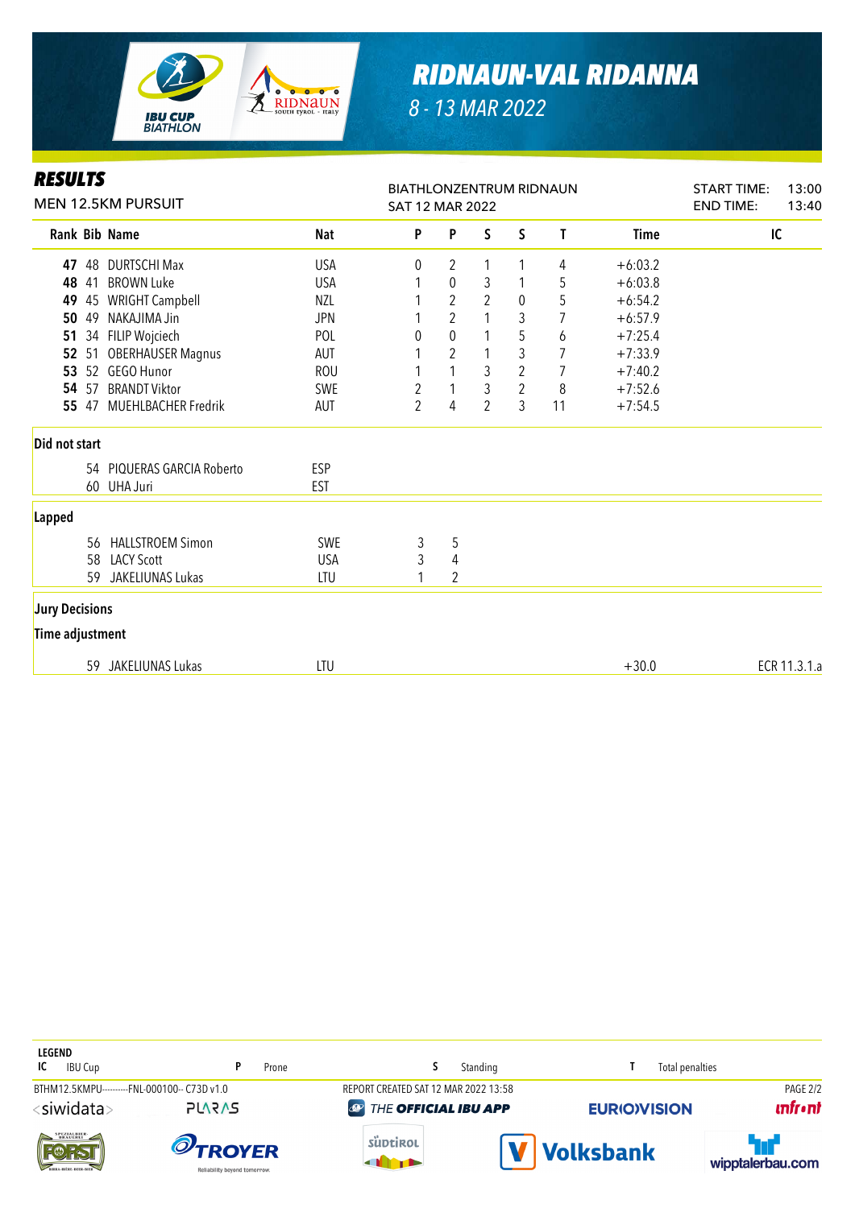# RIDNAUN-VAL RIDANNA

8 - 13 MAR 2022

## RESULTS

MEN 12.5KM PURSUIT

BIATHLONZENTRUM RIDNAUN
SAT 12 MAR 2022

START TIME: 13:00
END TIME: 13:40

| Rank | Bib | Name | Nat | P | P | S | S | T | Time | IC |
|---|---|---|---|---|---|---|---|---|---|---|
| 47 | 48 | DURTSCHI Max | USA | 0 | 2 | 1 | 1 | 4 | +6:03.2 | |
| 48 | 41 | BROWN Luke | USA | 1 | 0 | 3 | 1 | 5 | +6:03.8 | |
| 49 | 45 | WRIGHT Campbell | NZL | 1 | 2 | 2 | 0 | 5 | +6:54.2 | |
| 50 | 49 | NAKAJIMA Jin | JPN | 1 | 2 | 1 | 3 | 7 | +6:57.9 | |
| 51 | 34 | FILIP Wojciech | POL | 0 | 0 | 1 | 5 | 6 | +7:25.4 | |
| 52 | 51 | OBERHAUSER Magnus | AUT | 1 | 2 | 1 | 3 | 7 | +7:33.9 | |
| 53 | 52 | GEGO Hunor | ROU | 1 | 1 | 3 | 2 | 7 | +7:40.2 | |
| 54 | 57 | BRANDT Viktor | SWE | 2 | 1 | 3 | 2 | 8 | +7:52.6 | |
| 55 | 47 | MUEHLBACHER Fredrik | AUT | 2 | 4 | 2 | 3 | 11 | +7:54.5 | |

**Did not start**

| | Bib | Name | Nat |
|---|---|---|---|
| | 54 | PIQUERAS GARCIA Roberto | ESP |
| | 60 | UHA Juri | EST |

**Lapped**

| | Bib | Name | Nat | P | P |
|---|---|---|---|---|---|
| | 56 | HALLSTROEM Simon | SWE | 3 | 5 |
| | 58 | LACY Scott | USA | 3 | 4 |
| | 59 | JAKELIUNAS Lukas | LTU | 1 | 2 |

**Jury Decisions**

**Time adjustment**

| | Bib | Name | Nat | Time | IC |
|---|---|---|---|---|---|
| | 59 | JAKELIUNAS Lukas | LTU | +30.0 | ECR 11.3.1.a |

**LEGEND**

IC IBU Cup | P Prone | S Standing | T Total penalties

BTHM12.5KMPU----------FNL-000100-- C73D v1.0

REPORT CREATED SAT 12 MAR 2022 13:58